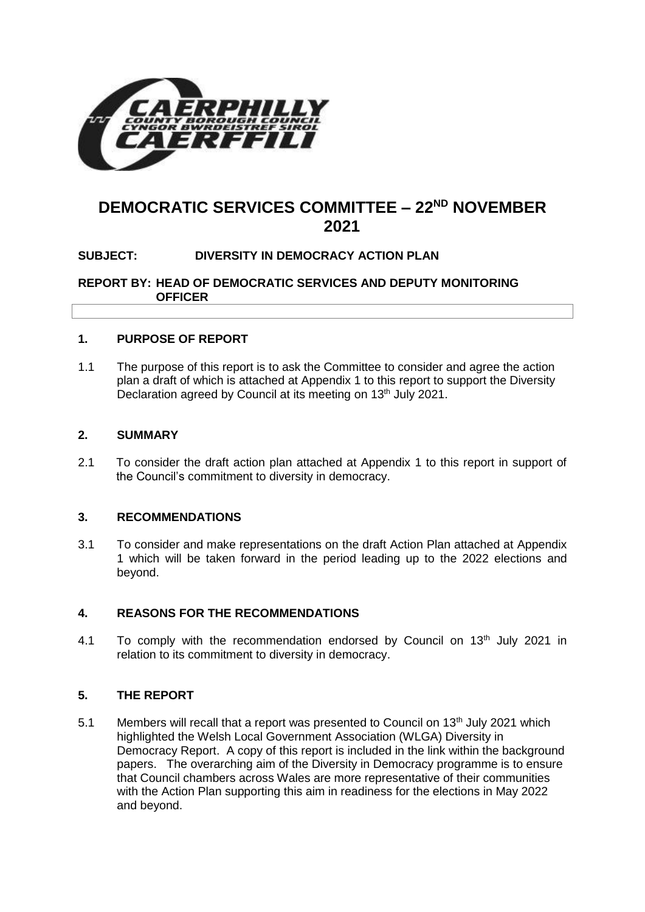# DEMOCRATIC SERVICES COMMITTEE – 22ND NOVEMBER 2021

**SUBJECT: DIVERSITY IN DEMOCRACY ACTION PLAN**

**REPORT BY: HEAD OF DEMOCRATIC SERVICES AND DEPUTY MONITORING OFFICER**

## 1. PURPOSE OF REPORT

1.1 The purpose of this report is to ask the Committee to consider and agree the action plan a draft of which is attached at Appendix 1 to this report to support the Diversity Declaration agreed by Council at its meeting on 13th July 2021.

## 2. SUMMARY

2.1 To consider the draft action plan attached at Appendix 1 to this report in support of the Council's commitment to diversity in democracy.

## 3. RECOMMENDATIONS

3.1 To consider and make representations on the draft Action Plan attached at Appendix 1 which will be taken forward in the period leading up to the 2022 elections and beyond.

## 4. REASONS FOR THE RECOMMENDATIONS

4.1 To comply with the recommendation endorsed by Council on 13th July 2021 in relation to its commitment to diversity in democracy.

## 5. THE REPORT

5.1 Members will recall that a report was presented to Council on 13th July 2021 which highlighted the Welsh Local Government Association (WLGA) Diversity in Democracy Report. A copy of this report is included in the link within the background papers. The overarching aim of the Diversity in Democracy programme is to ensure that Council chambers across Wales are more representative of their communities with the Action Plan supporting this aim in readiness for the elections in May 2022 and beyond.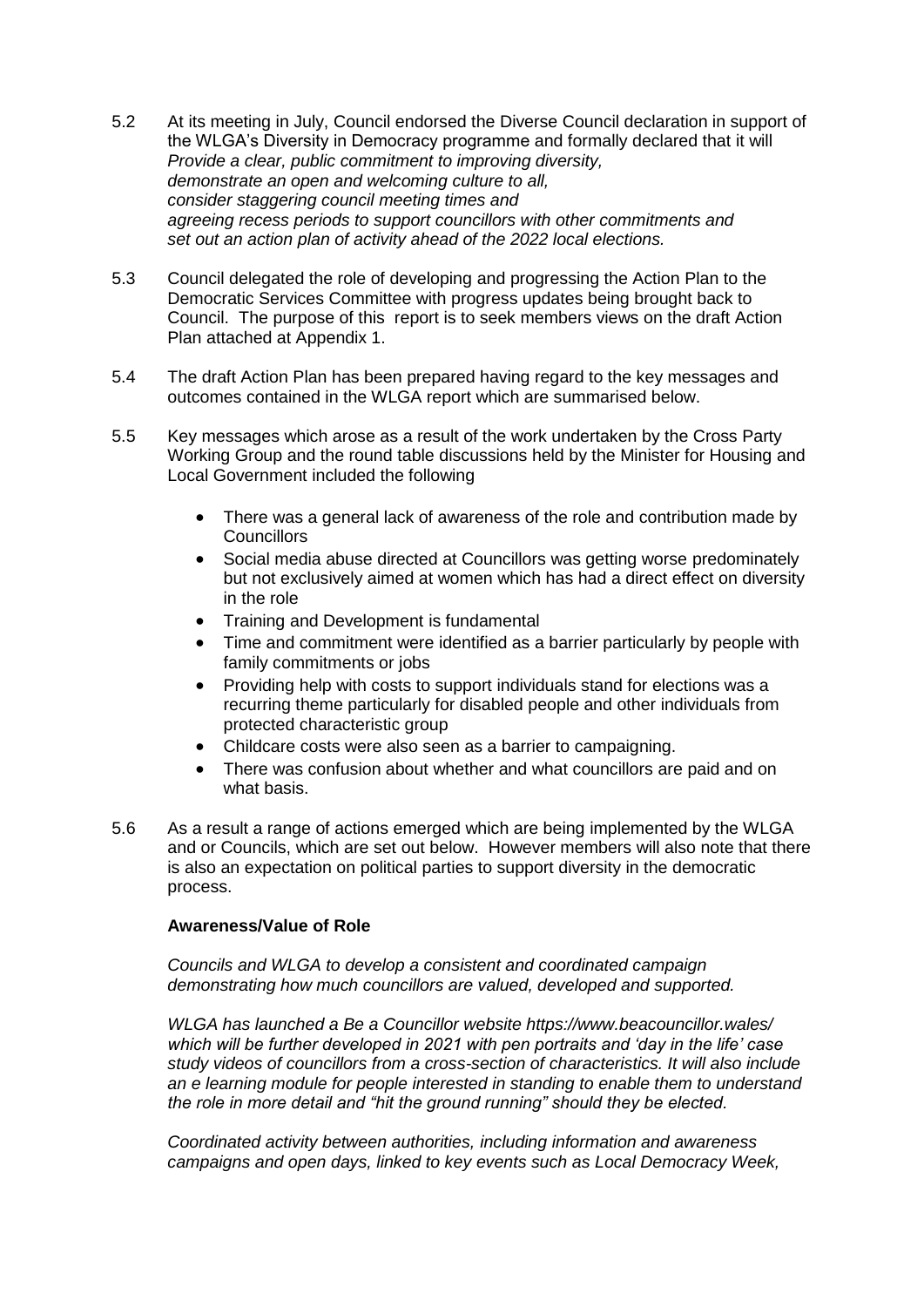5.2 At its meeting in July, Council endorsed the Diverse Council declaration in support of the WLGA's Diversity in Democracy programme and formally declared that it will
*Provide a clear, public commitment to improving diversity,*
*demonstrate an open and welcoming culture to all,*
*consider staggering council meeting times and*
*agreeing recess periods to support councillors with other commitments and*
*set out an action plan of activity ahead of the 2022 local elections.*

5.3 Council delegated the role of developing and progressing the Action Plan to the Democratic Services Committee with progress updates being brought back to Council. The purpose of this report is to seek members views on the draft Action Plan attached at Appendix 1.

5.4 The draft Action Plan has been prepared having regard to the key messages and outcomes contained in the WLGA report which are summarised below.

5.5 Key messages which arose as a result of the work undertaken by the Cross Party Working Group and the round table discussions held by the Minister for Housing and Local Government included the following

- There was a general lack of awareness of the role and contribution made by Councillors
- Social media abuse directed at Councillors was getting worse predominately but not exclusively aimed at women which has had a direct effect on diversity in the role
- Training and Development is fundamental
- Time and commitment were identified as a barrier particularly by people with family commitments or jobs
- Providing help with costs to support individuals stand for elections was a recurring theme particularly for disabled people and other individuals from protected characteristic group
- Childcare costs were also seen as a barrier to campaigning.
- There was confusion about whether and what councillors are paid and on what basis.

5.6 As a result a range of actions emerged which are being implemented by the WLGA and or Councils, which are set out below. However members will also note that there is also an expectation on political parties to support diversity in the democratic process.

**Awareness/Value of Role**

*Councils and WLGA to develop a consistent and coordinated campaign demonstrating how much councillors are valued, developed and supported.*

*WLGA has launched a Be a Councillor website https://www.beacouncillor.wales/ which will be further developed in 2021 with pen portraits and 'day in the life' case study videos of councillors from a cross-section of characteristics. It will also include an e learning module for people interested in standing to enable them to understand the role in more detail and "hit the ground running" should they be elected.*

*Coordinated activity between authorities, including information and awareness campaigns and open days, linked to key events such as Local Democracy Week,*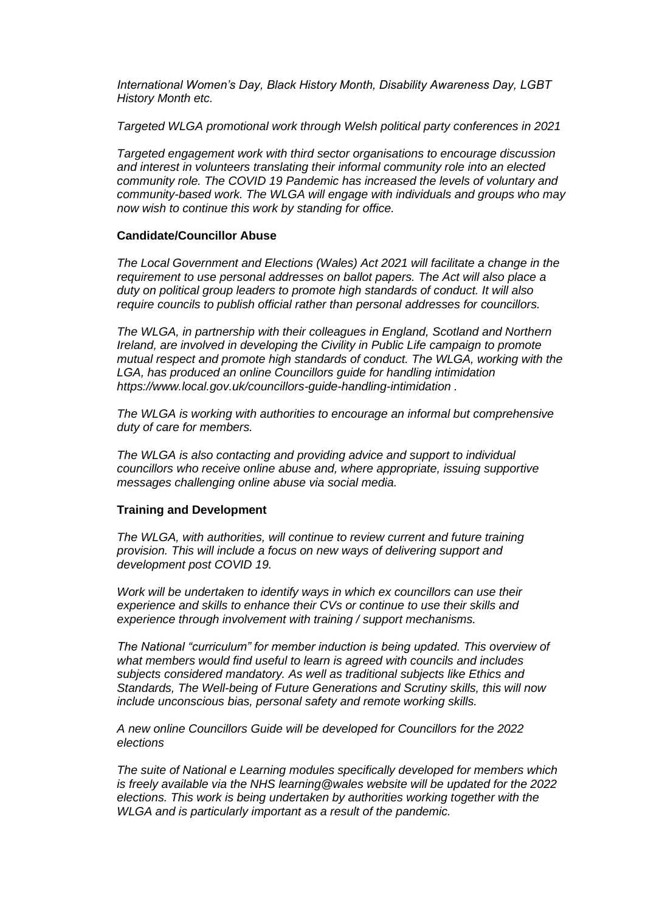*International Women's Day, Black History Month, Disability Awareness Day, LGBT History Month etc.*

*Targeted WLGA promotional work through Welsh political party conferences in 2021*

*Targeted engagement work with third sector organisations to encourage discussion and interest in volunteers translating their informal community role into an elected community role. The COVID 19 Pandemic has increased the levels of voluntary and community-based work. The WLGA will engage with individuals and groups who may now wish to continue this work by standing for office.*

**Candidate/Councillor Abuse**

*The Local Government and Elections (Wales) Act 2021 will facilitate a change in the requirement to use personal addresses on ballot papers. The Act will also place a duty on political group leaders to promote high standards of conduct. It will also require councils to publish official rather than personal addresses for councillors.*

*The WLGA, in partnership with their colleagues in England, Scotland and Northern Ireland, are involved in developing the Civility in Public Life campaign to promote mutual respect and promote high standards of conduct. The WLGA, working with the LGA, has produced an online Councillors guide for handling intimidation https://www.local.gov.uk/councillors-guide-handling-intimidation .*

*The WLGA is working with authorities to encourage an informal but comprehensive duty of care for members.*

*The WLGA is also contacting and providing advice and support to individual councillors who receive online abuse and, where appropriate, issuing supportive messages challenging online abuse via social media.*

**Training and Development**

*The WLGA, with authorities, will continue to review current and future training provision. This will include a focus on new ways of delivering support and development post COVID 19.*

*Work will be undertaken to identify ways in which ex councillors can use their experience and skills to enhance their CVs or continue to use their skills and experience through involvement with training / support mechanisms.*

*The National "curriculum" for member induction is being updated. This overview of what members would find useful to learn is agreed with councils and includes subjects considered mandatory. As well as traditional subjects like Ethics and Standards, The Well-being of Future Generations and Scrutiny skills, this will now include unconscious bias, personal safety and remote working skills.*

*A new online Councillors Guide will be developed for Councillors for the 2022 elections*

*The suite of National e Learning modules specifically developed for members which is freely available via the NHS learning@wales website will be updated for the 2022 elections. This work is being undertaken by authorities working together with the WLGA and is particularly important as a result of the pandemic.*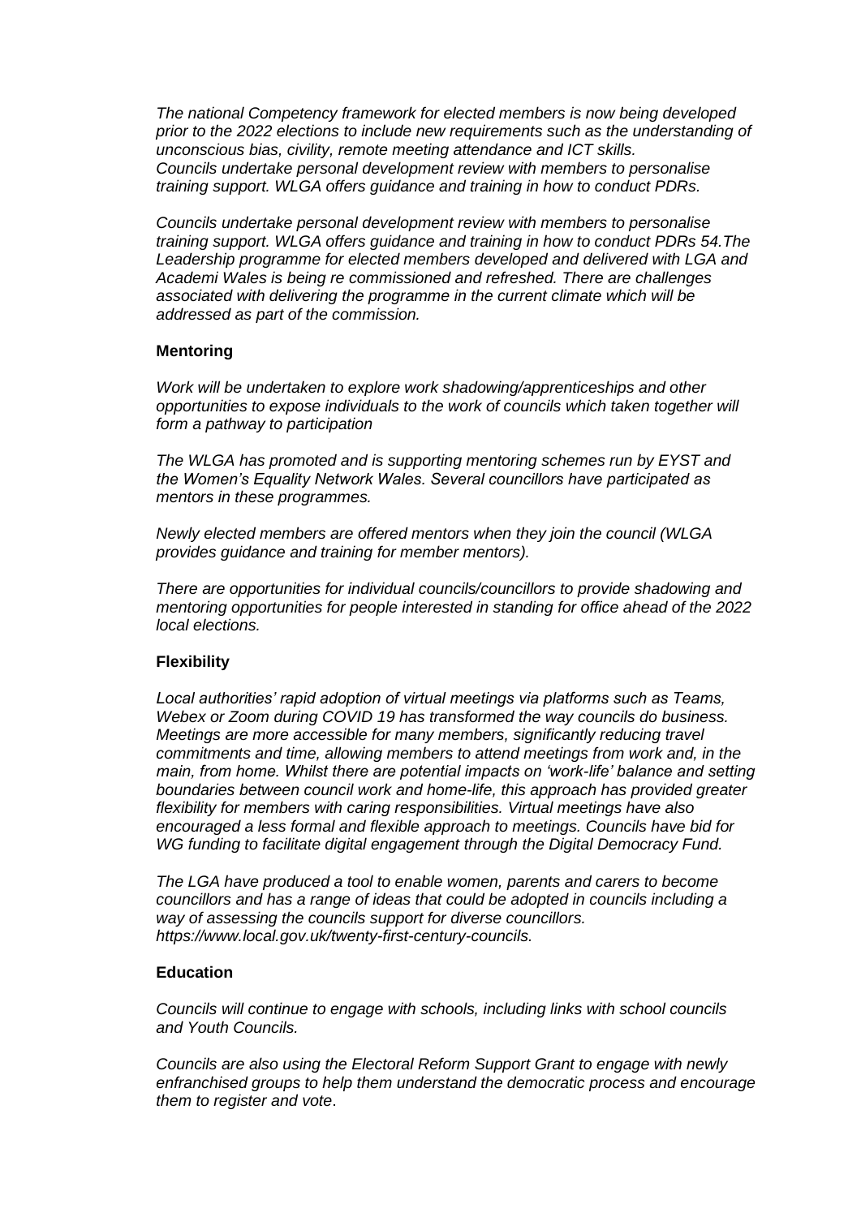*The national Competency framework for elected members is now being developed prior to the 2022 elections to include new requirements such as the understanding of unconscious bias, civility, remote meeting attendance and ICT skills. Councils undertake personal development review with members to personalise training support. WLGA offers guidance and training in how to conduct PDRs.*

*Councils undertake personal development review with members to personalise training support. WLGA offers guidance and training in how to conduct PDRs 54.The Leadership programme for elected members developed and delivered with LGA and Academi Wales is being re commissioned and refreshed. There are challenges associated with delivering the programme in the current climate which will be addressed as part of the commission.*

**Mentoring**

*Work will be undertaken to explore work shadowing/apprenticeships and other opportunities to expose individuals to the work of councils which taken together will form a pathway to participation*

*The WLGA has promoted and is supporting mentoring schemes run by EYST and the Women's Equality Network Wales. Several councillors have participated as mentors in these programmes.*

*Newly elected members are offered mentors when they join the council (WLGA provides guidance and training for member mentors).*

*There are opportunities for individual councils/councillors to provide shadowing and mentoring opportunities for people interested in standing for office ahead of the 2022 local elections.*

**Flexibility**

*Local authorities' rapid adoption of virtual meetings via platforms such as Teams, Webex or Zoom during COVID 19 has transformed the way councils do business. Meetings are more accessible for many members, significantly reducing travel commitments and time, allowing members to attend meetings from work and, in the main, from home. Whilst there are potential impacts on 'work-life' balance and setting boundaries between council work and home-life, this approach has provided greater flexibility for members with caring responsibilities. Virtual meetings have also encouraged a less formal and flexible approach to meetings. Councils have bid for WG funding to facilitate digital engagement through the Digital Democracy Fund.*

*The LGA have produced a tool to enable women, parents and carers to become councillors and has a range of ideas that could be adopted in councils including a way of assessing the councils support for diverse councillors. https://www.local.gov.uk/twenty-first-century-councils.*

**Education**

*Councils will continue to engage with schools, including links with school councils and Youth Councils.*

*Councils are also using the Electoral Reform Support Grant to engage with newly enfranchised groups to help them understand the democratic process and encourage them to register and vote*.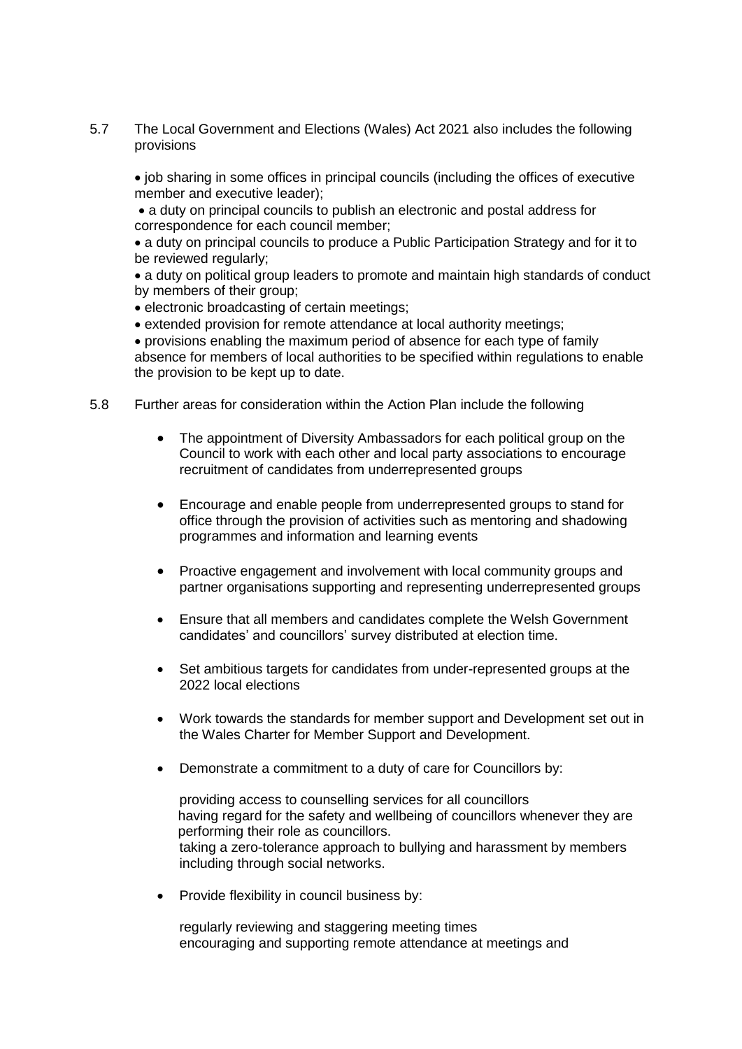5.7 The Local Government and Elections (Wales) Act 2021 also includes the following provisions

- job sharing in some offices in principal councils (including the offices of executive member and executive leader);
- a duty on principal councils to publish an electronic and postal address for correspondence for each council member;
- a duty on principal councils to produce a Public Participation Strategy and for it to be reviewed regularly;
- a duty on political group leaders to promote and maintain high standards of conduct by members of their group;
- electronic broadcasting of certain meetings;
- extended provision for remote attendance at local authority meetings;
- provisions enabling the maximum period of absence for each type of family absence for members of local authorities to be specified within regulations to enable the provision to be kept up to date.

5.8 Further areas for consideration within the Action Plan include the following

- The appointment of Diversity Ambassadors for each political group on the Council to work with each other and local party associations to encourage recruitment of candidates from underrepresented groups

- Encourage and enable people from underrepresented groups to stand for office through the provision of activities such as mentoring and shadowing programmes and information and learning events

- Proactive engagement and involvement with local community groups and partner organisations supporting and representing underrepresented groups

- Ensure that all members and candidates complete the Welsh Government candidates' and councillors' survey distributed at election time.

- Set ambitious targets for candidates from under-represented groups at the 2022 local elections

- Work towards the standards for member support and Development set out in the Wales Charter for Member Support and Development.

- Demonstrate a commitment to a duty of care for Councillors by:

  providing access to counselling services for all councillors
  having regard for the safety and wellbeing of councillors whenever they are performing their role as councillors.
  taking a zero-tolerance approach to bullying and harassment by members including through social networks.

- Provide flexibility in council business by:

  regularly reviewing and staggering meeting times
  encouraging and supporting remote attendance at meetings and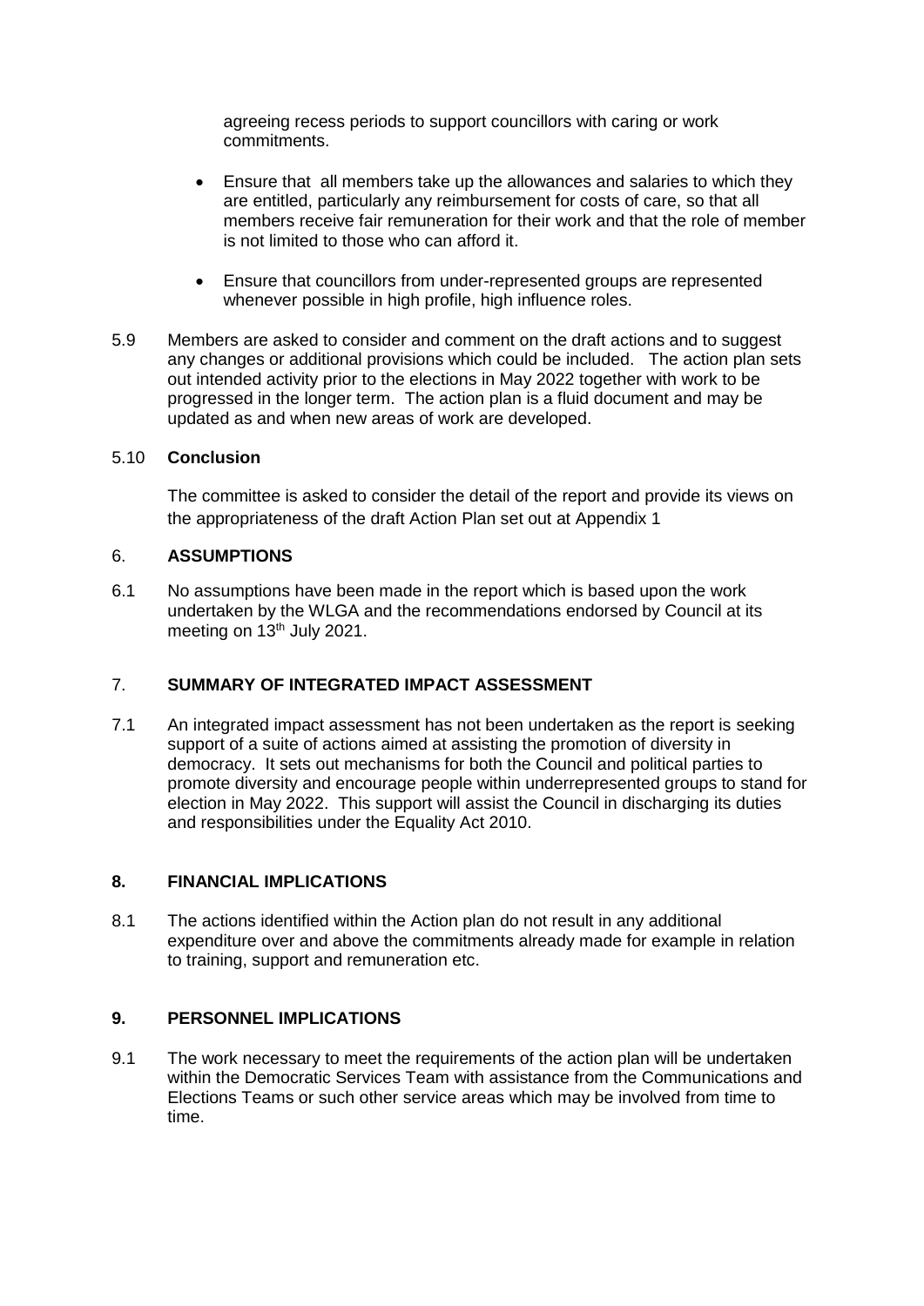agreeing recess periods to support councillors with caring or work commitments.

- Ensure that all members take up the allowances and salaries to which they are entitled, particularly any reimbursement for costs of care, so that all members receive fair remuneration for their work and that the role of member is not limited to those who can afford it.

- Ensure that councillors from under-represented groups are represented whenever possible in high profile, high influence roles.

5.9 Members are asked to consider and comment on the draft actions and to suggest any changes or additional provisions which could be included. The action plan sets out intended activity prior to the elections in May 2022 together with work to be progressed in the longer term. The action plan is a fluid document and may be updated as and when new areas of work are developed.

5.10 **Conclusion**

The committee is asked to consider the detail of the report and provide its views on the appropriateness of the draft Action Plan set out at Appendix 1

## 6. ASSUMPTIONS

6.1 No assumptions have been made in the report which is based upon the work undertaken by the WLGA and the recommendations endorsed by Council at its meeting on 13th July 2021.

## 7. SUMMARY OF INTEGRATED IMPACT ASSESSMENT

7.1 An integrated impact assessment has not been undertaken as the report is seeking support of a suite of actions aimed at assisting the promotion of diversity in democracy. It sets out mechanisms for both the Council and political parties to promote diversity and encourage people within underrepresented groups to stand for election in May 2022. This support will assist the Council in discharging its duties and responsibilities under the Equality Act 2010.

## 8. FINANCIAL IMPLICATIONS

8.1 The actions identified within the Action plan do not result in any additional expenditure over and above the commitments already made for example in relation to training, support and remuneration etc.

## 9. PERSONNEL IMPLICATIONS

9.1 The work necessary to meet the requirements of the action plan will be undertaken within the Democratic Services Team with assistance from the Communications and Elections Teams or such other service areas which may be involved from time to time.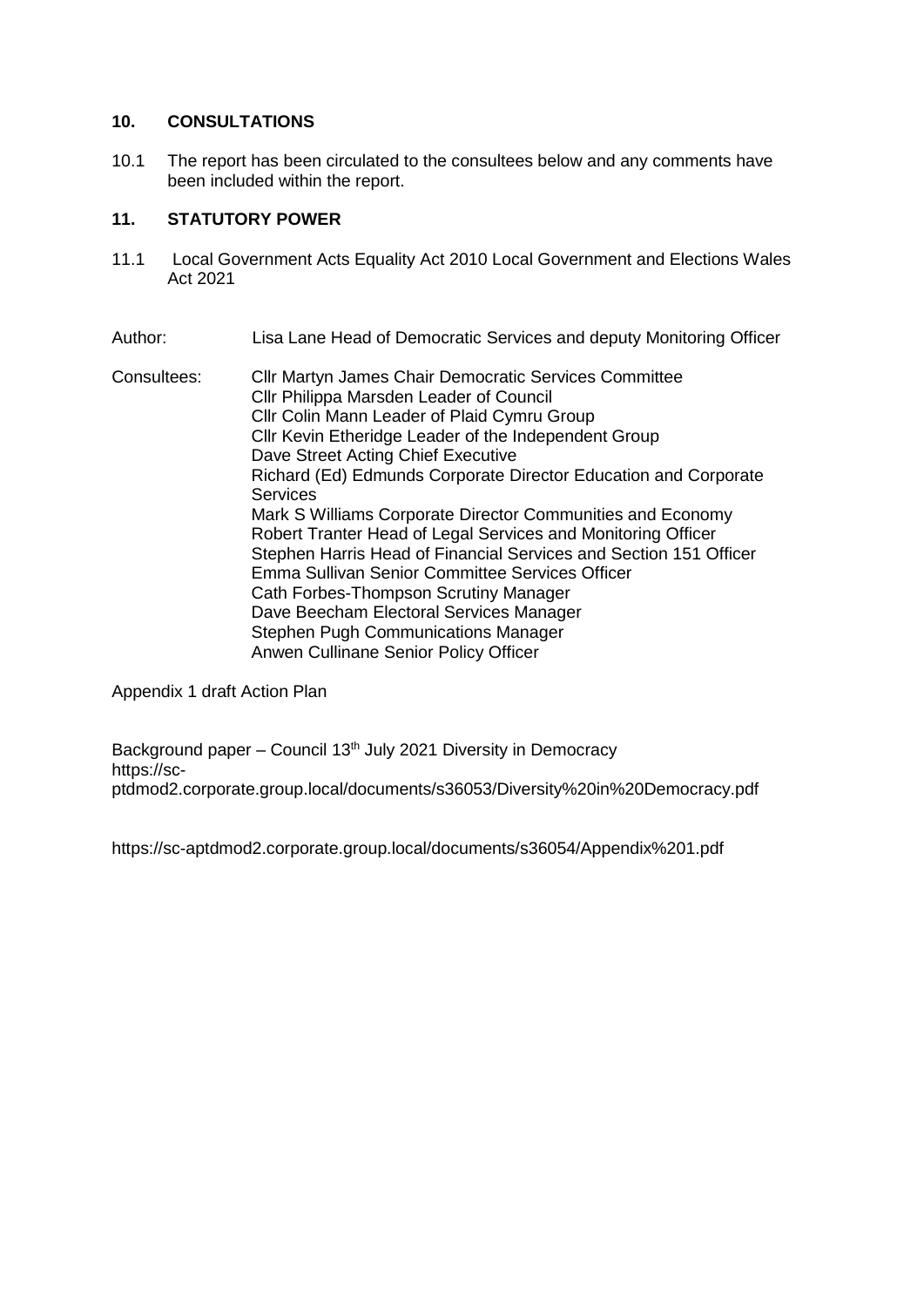## 10. CONSULTATIONS

10.1 The report has been circulated to the consultees below and any comments have been included within the report.

## 11. STATUTORY POWER

11.1 Local Government Acts Equality Act 2010 Local Government and Elections Wales Act 2021

Author: Lisa Lane Head of Democratic Services and deputy Monitoring Officer

Consultees:
Cllr Martyn James Chair Democratic Services Committee
Cllr Philippa Marsden Leader of Council
Cllr Colin Mann Leader of Plaid Cymru Group
Cllr Kevin Etheridge Leader of the Independent Group
Dave Street Acting Chief Executive
Richard (Ed) Edmunds Corporate Director Education and Corporate Services
Mark S Williams Corporate Director Communities and Economy
Robert Tranter Head of Legal Services and Monitoring Officer
Stephen Harris Head of Financial Services and Section 151 Officer
Emma Sullivan Senior Committee Services Officer
Cath Forbes-Thompson Scrutiny Manager
Dave Beecham Electoral Services Manager
Stephen Pugh Communications Manager
Anwen Cullinane Senior Policy Officer

Appendix 1 draft Action Plan

Background paper – Council 13th July 2021 Diversity in Democracy
https://sc-ptdmod2.corporate.group.local/documents/s36053/Diversity%20in%20Democracy.pdf

https://sc-aptdmod2.corporate.group.local/documents/s36054/Appendix%201.pdf